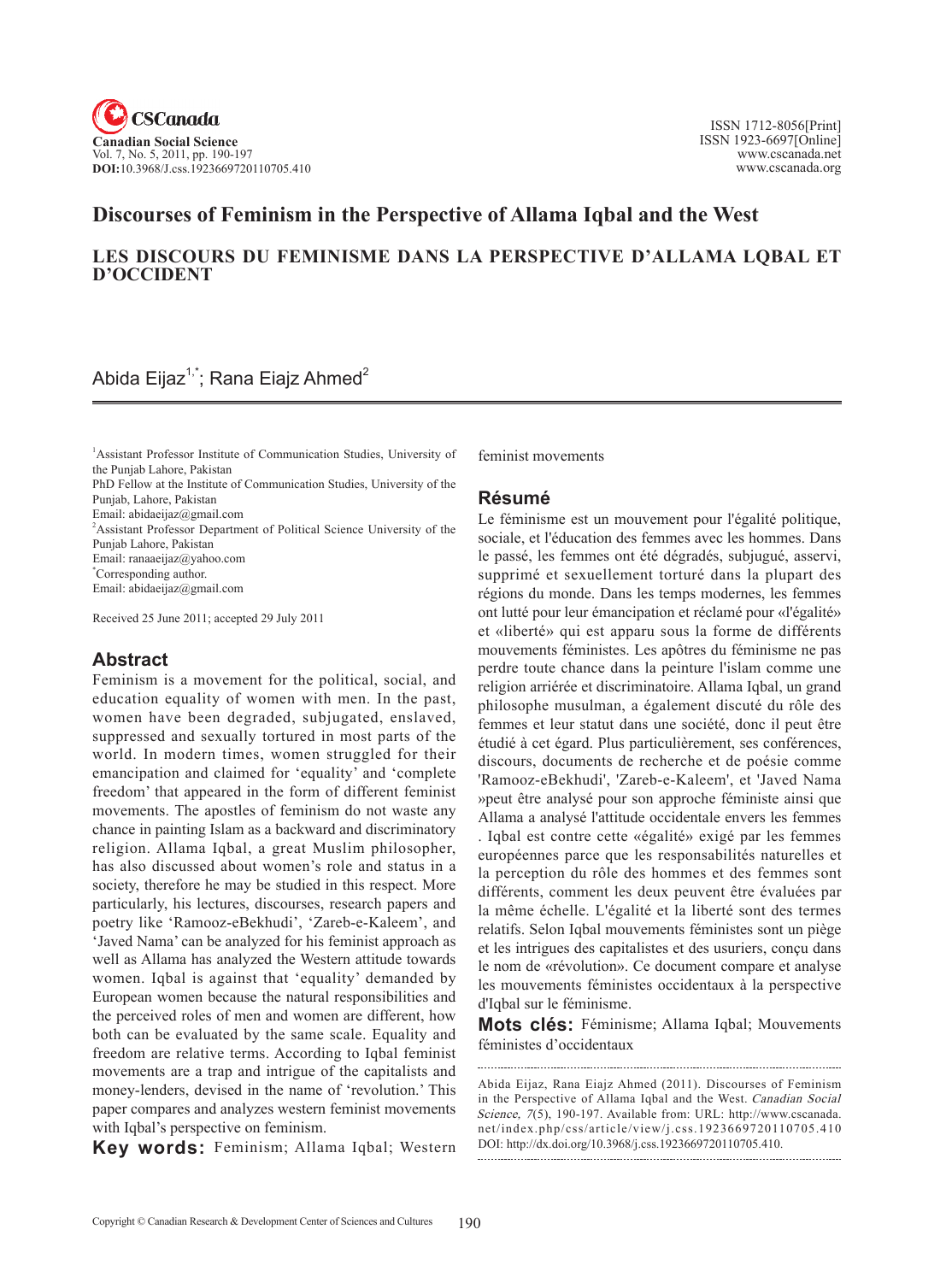# Discourses of Feminism in the Perspective of Allama Iqbal and the West

## LES DISCOURS DU FEMINISME DANS LA PERSPECTIVE D'ALLAMA LQBAL ET D'OCCIDENT

Abida Eijaz[1,*]; Rana Eiajz Ahmed[2]

[1]Assistant Professor Institute of Communication Studies, University of the Punjab Lahore, Pakistan
PhD Fellow at the Institute of Communication Studies, University of the Punjab, Lahore, Pakistan
Email: abidaeijaz@gmail.com
[2]Assistant Professor Department of Political Science University of the Punjab Lahore, Pakistan
Email: ranaaeijaz@yahoo.com
[*]Corresponding author.
Email: abidaeijaz@gmail.com

Received 25 June 2011; accepted 29 July 2011

## Abstract

Feminism is a movement for the political, social, and education equality of women with men. In the past, women have been degraded, subjugated, enslaved, suppressed and sexually tortured in most parts of the world. In modern times, women struggled for their emancipation and claimed for 'equality' and 'complete freedom' that appeared in the form of different feminist movements. The apostles of feminism do not waste any chance in painting Islam as a backward and discriminatory religion. Allama Iqbal, a great Muslim philosopher, has also discussed about women's role and status in a society, therefore he may be studied in this respect. More particularly, his lectures, discourses, research papers and poetry like 'Ramooz-eBekhudi', 'Zareb-e-Kaleem', and 'Javed Nama' can be analyzed for his feminist approach as well as Allama has analyzed the Western attitude towards women. Iqbal is against that 'equality' demanded by European women because the natural responsibilities and the perceived roles of men and women are different, how both can be evaluated by the same scale. Equality and freedom are relative terms. According to Iqbal feminist movements are a trap and intrigue of the capitalists and money-lenders, devised in the name of 'revolution.' This paper compares and analyzes western feminist movements with Iqbal's perspective on feminism.

**Key words:** Feminism; Allama Iqbal; Western feminist movements

## Résumé

Le féminisme est un mouvement pour l'égalité politique, sociale, et l'éducation des femmes avec les hommes. Dans le passé, les femmes ont été dégradés, subjugué, asservi, supprimé et sexuellement torturé dans la plupart des régions du monde. Dans les temps modernes, les femmes ont lutté pour leur émancipation et réclamé pour «l'égalité» et «liberté» qui est apparu sous la forme de différents mouvements féministes. Les apôtres du féminisme ne pas perdre toute chance dans la peinture l'islam comme une religion arriérée et discriminatoire. Allama Iqbal, un grand philosophe musulman, a également discuté du rôle des femmes et leur statut dans une société, donc il peut être étudié à cet égard. Plus particulièrement, ses conférences, discours, documents de recherche et de poésie comme 'Ramooz-eBekhudi', 'Zareb-e-Kaleem', et 'Javed Nama »peut être analysé pour son approche féministe ainsi que Allama a analysé l'attitude occidentale envers les femmes . Iqbal est contre cette «égalité» exigé par les femmes européennes parce que les responsabilités naturelles et la perception du rôle des hommes et des femmes sont différents, comment les deux peuvent être évaluées par la même échelle. L'égalité et la liberté sont des termes relatifs. Selon Iqbal mouvements féministes sont un piège et les intrigues des capitalistes et des usuriers, conçu dans le nom de «révolution». Ce document compare et analyse les mouvements féministes occidentaux à la perspective d'Iqbal sur le féminisme.

**Mots clés:** Féminisme; Allama Iqbal; Mouvements féministes d'occidentaux

Abida Eijaz, Rana Eiajz Ahmed (2011). Discourses of Feminism in the Perspective of Allama Iqbal and the West. *Canadian Social Science, 7*(5), 190-197. Available from: URL: http://www.cscanada.net/index.php/css/article/view/j.css.1923669720110705.410 DOI: http://dx.doi.org/10.3968/j.css.1923669720110705.410.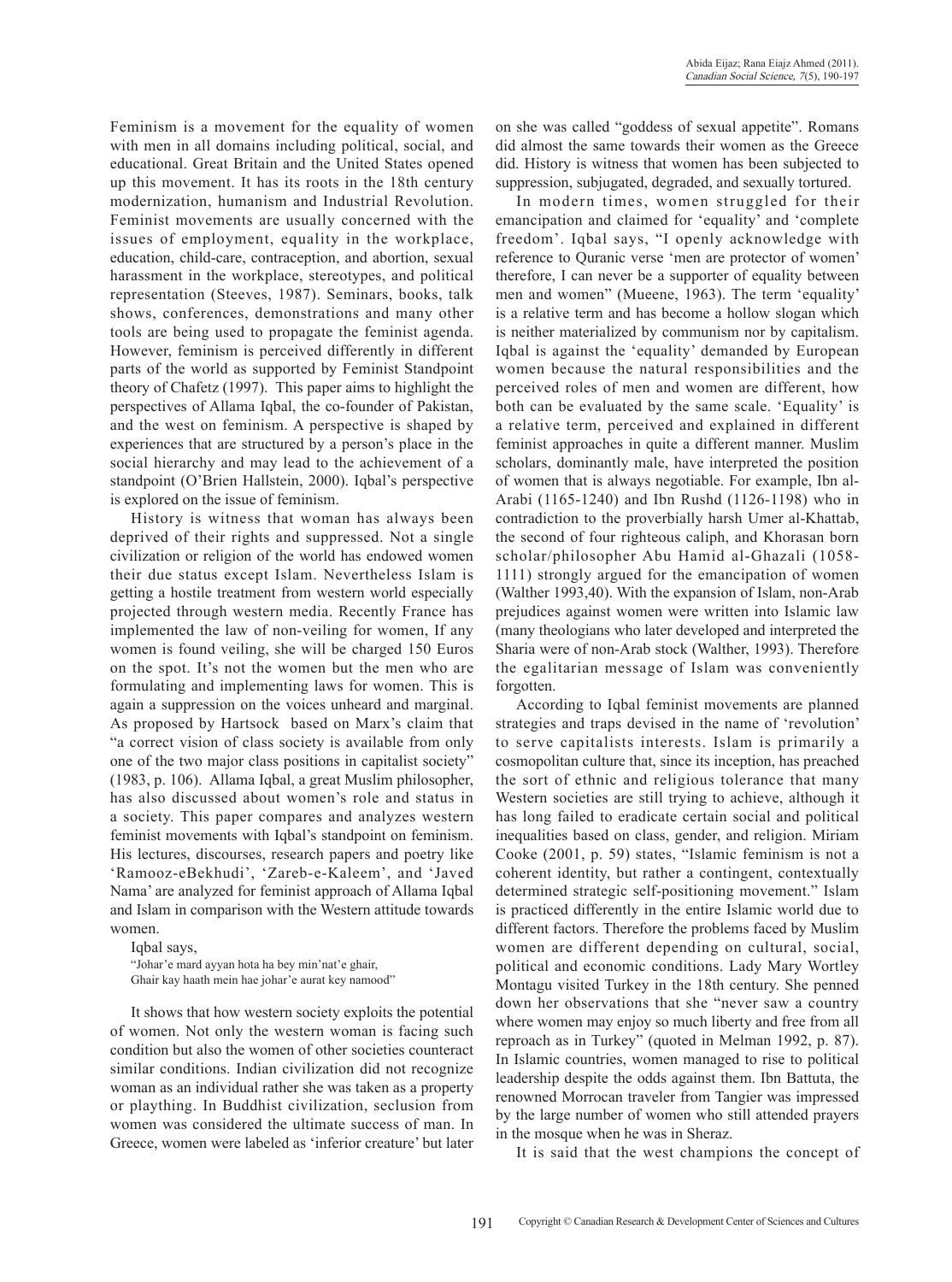Feminism is a movement for the equality of women with men in all domains including political, social, and educational. Great Britain and the United States opened up this movement. It has its roots in the 18th century modernization, humanism and Industrial Revolution. Feminist movements are usually concerned with the issues of employment, equality in the workplace, education, child-care, contraception, and abortion, sexual harassment in the workplace, stereotypes, and political representation (Steeves, 1987). Seminars, books, talk shows, conferences, demonstrations and many other tools are being used to propagate the feminist agenda. However, feminism is perceived differently in different parts of the world as supported by Feminist Standpoint theory of Chafetz (1997). This paper aims to highlight the perspectives of Allama Iqbal, the co-founder of Pakistan, and the west on feminism. A perspective is shaped by experiences that are structured by a person's place in the social hierarchy and may lead to the achievement of a standpoint (O'Brien Hallstein, 2000). Iqbal's perspective is explored on the issue of feminism.

History is witness that woman has always been deprived of their rights and suppressed. Not a single civilization or religion of the world has endowed women their due status except Islam. Nevertheless Islam is getting a hostile treatment from western world especially projected through western media. Recently France has implemented the law of non-veiling for women, If any women is found veiling, she will be charged 150 Euros on the spot. It's not the women but the men who are formulating and implementing laws for women. This is again a suppression on the voices unheard and marginal. As proposed by Hartsock based on Marx's claim that "a correct vision of class society is available from only one of the two major class positions in capitalist society" (1983, p. 106). Allama Iqbal, a great Muslim philosopher, has also discussed about women's role and status in a society. This paper compares and analyzes western feminist movements with Iqbal's standpoint on feminism. His lectures, discourses, research papers and poetry like 'Ramooz-eBekhudi', 'Zareb-e-Kaleem', and 'Javed Nama' are analyzed for feminist approach of Allama Iqbal and Islam in comparison with the Western attitude towards women.

Iqbal says,

"Johar'e mard ayyan hota ha bey min'nat'e ghair,
Ghair kay haath mein hae johar'e aurat key namood"

It shows that how western society exploits the potential of women. Not only the western woman is facing such condition but also the women of other societies counteract similar conditions. Indian civilization did not recognize woman as an individual rather she was taken as a property or plaything. In Buddhist civilization, seclusion from women was considered the ultimate success of man. In Greece, women were labeled as 'inferior creature' but later on she was called "goddess of sexual appetite". Romans did almost the same towards their women as the Greece did. History is witness that women has been subjected to suppression, subjugated, degraded, and sexually tortured.

In modern times, women struggled for their emancipation and claimed for 'equality' and 'complete freedom'. Iqbal says, "I openly acknowledge with reference to Quranic verse 'men are protector of women' therefore, I can never be a supporter of equality between men and women" (Mueene, 1963). The term 'equality' is a relative term and has become a hollow slogan which is neither materialized by communism nor by capitalism. Iqbal is against the 'equality' demanded by European women because the natural responsibilities and the perceived roles of men and women are different, how both can be evaluated by the same scale. 'Equality' is a relative term, perceived and explained in different feminist approaches in quite a different manner. Muslim scholars, dominantly male, have interpreted the position of women that is always negotiable. For example, Ibn al-Arabi (1165-1240) and Ibn Rushd (1126-1198) who in contradiction to the proverbially harsh Umer al-Khattab, the second of four righteous caliph, and Khorasan born scholar/philosopher Abu Hamid al-Ghazali (1058-1111) strongly argued for the emancipation of women (Walther 1993,40). With the expansion of Islam, non-Arab prejudices against women were written into Islamic law (many theologians who later developed and interpreted the Sharia were of non-Arab stock (Walther, 1993). Therefore the egalitarian message of Islam was conveniently forgotten.

According to Iqbal feminist movements are planned strategies and traps devised in the name of 'revolution' to serve capitalists interests. Islam is primarily a cosmopolitan culture that, since its inception, has preached the sort of ethnic and religious tolerance that many Western societies are still trying to achieve, although it has long failed to eradicate certain social and political inequalities based on class, gender, and religion. Miriam Cooke (2001, p. 59) states, "Islamic feminism is not a coherent identity, but rather a contingent, contextually determined strategic self-positioning movement." Islam is practiced differently in the entire Islamic world due to different factors. Therefore the problems faced by Muslim women are different depending on cultural, social, political and economic conditions. Lady Mary Wortley Montagu visited Turkey in the 18th century. She penned down her observations that she "never saw a country where women may enjoy so much liberty and free from all reproach as in Turkey" (quoted in Melman 1992, p. 87). In Islamic countries, women managed to rise to political leadership despite the odds against them. Ibn Battuta, the renowned Morrocan traveler from Tangier was impressed by the large number of women who still attended prayers in the mosque when he was in Sheraz.

It is said that the west champions the concept of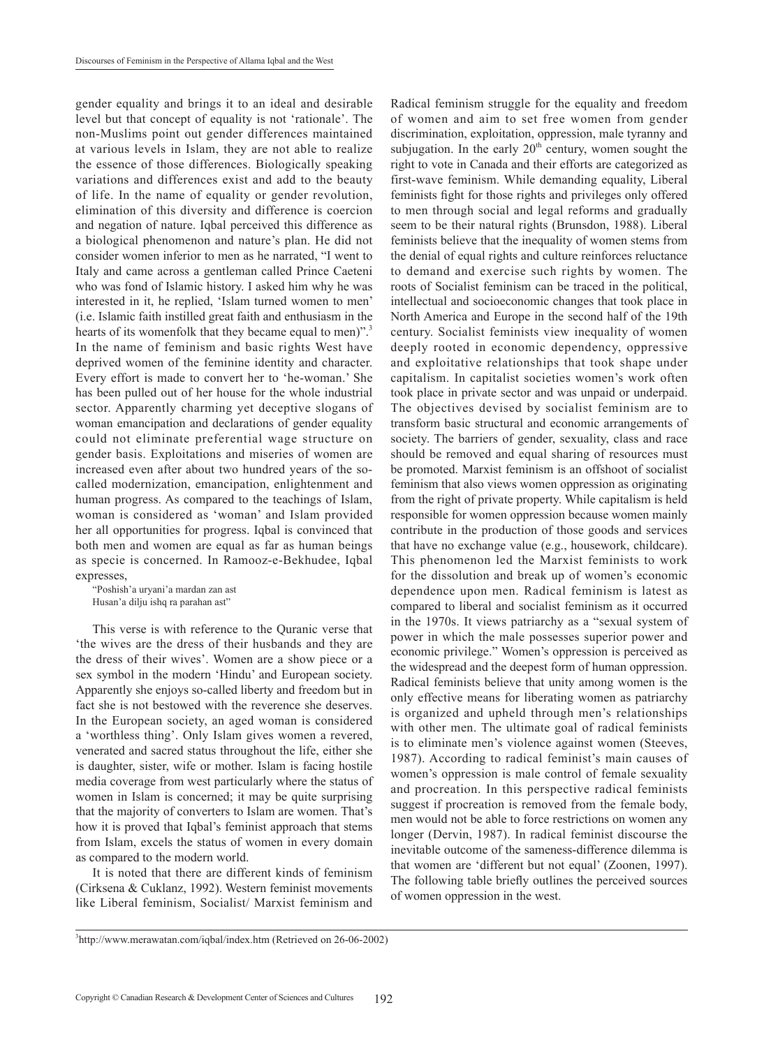gender equality and brings it to an ideal and desirable level but that concept of equality is not 'rationale'. The non-Muslims point out gender differences maintained at various levels in Islam, they are not able to realize the essence of those differences. Biologically speaking variations and differences exist and add to the beauty of life. In the name of equality or gender revolution, elimination of this diversity and difference is coercion and negation of nature. Iqbal perceived this difference as a biological phenomenon and nature's plan. He did not consider women inferior to men as he narrated, "I went to Italy and came across a gentleman called Prince Caeteni who was fond of Islamic history. I asked him why he was interested in it, he replied, 'Islam turned women to men' (i.e. Islamic faith instilled great faith and enthusiasm in the hearts of its womenfolk that they became equal to men)".[3] In the name of feminism and basic rights West have deprived women of the feminine identity and character. Every effort is made to convert her to 'he-woman.' She has been pulled out of her house for the whole industrial sector. Apparently charming yet deceptive slogans of woman emancipation and declarations of gender equality could not eliminate preferential wage structure on gender basis. Exploitations and miseries of women are increased even after about two hundred years of the so-called modernization, emancipation, enlightenment and human progress. As compared to the teachings of Islam, woman is considered as 'woman' and Islam provided her all opportunities for progress. Iqbal is convinced that both men and women are equal as far as human beings as specie is concerned. In Ramooz-e-Bekhudee, Iqbal expresses,

"Poshish'a uryani'a mardan zan ast
Husan'a dilju ishq ra parahan ast"

This verse is with reference to the Quranic verse that 'the wives are the dress of their husbands and they are the dress of their wives'. Women are a show piece or a sex symbol in the modern 'Hindu' and European society. Apparently she enjoys so-called liberty and freedom but in fact she is not bestowed with the reverence she deserves. In the European society, an aged woman is considered a 'worthless thing'. Only Islam gives women a revered, venerated and sacred status throughout the life, either she is daughter, sister, wife or mother. Islam is facing hostile media coverage from west particularly where the status of women in Islam is concerned; it may be quite surprising that the majority of converters to Islam are women. That's how it is proved that Iqbal's feminist approach that stems from Islam, excels the status of women in every domain as compared to the modern world.

It is noted that there are different kinds of feminism (Cirksena & Cuklanz, 1992). Western feminist movements like Liberal feminism, Socialist/ Marxist feminism and Radical feminism struggle for the equality and freedom of women and aim to set free women from gender discrimination, exploitation, oppression, male tyranny and subjugation. In the early 20[th] century, women sought the right to vote in Canada and their efforts are categorized as first-wave feminism. While demanding equality, Liberal feminists fight for those rights and privileges only offered to men through social and legal reforms and gradually seem to be their natural rights (Brunsdon, 1988). Liberal feminists believe that the inequality of women stems from the denial of equal rights and culture reinforces reluctance to demand and exercise such rights by women. The roots of Socialist feminism can be traced in the political, intellectual and socioeconomic changes that took place in North America and Europe in the second half of the 19th century. Socialist feminists view inequality of women deeply rooted in economic dependency, oppressive and exploitative relationships that took shape under capitalism. In capitalist societies women's work often took place in private sector and was unpaid or underpaid. The objectives devised by socialist feminism are to transform basic structural and economic arrangements of society. The barriers of gender, sexuality, class and race should be removed and equal sharing of resources must be promoted. Marxist feminism is an offshoot of socialist feminism that also views women oppression as originating from the right of private property. While capitalism is held responsible for women oppression because women mainly contribute in the production of those goods and services that have no exchange value (e.g., housework, childcare). This phenomenon led the Marxist feminists to work for the dissolution and break up of women's economic dependence upon men. Radical feminism is latest as compared to liberal and socialist feminism as it occurred in the 1970s. It views patriarchy as a "sexual system of power in which the male possesses superior power and economic privilege." Women's oppression is perceived as the widespread and the deepest form of human oppression. Radical feminists believe that unity among women is the only effective means for liberating women as patriarchy is organized and upheld through men's relationships with other men. The ultimate goal of radical feminists is to eliminate men's violence against women (Steeves, 1987). According to radical feminist's main causes of women's oppression is male control of female sexuality and procreation. In this perspective radical feminists suggest if procreation is removed from the female body, men would not be able to force restrictions on women any longer (Dervin, 1987). In radical feminist discourse the inevitable outcome of the sameness-difference dilemma is that women are 'different but not equal' (Zoonen, 1997). The following table briefly outlines the perceived sources of women oppression in the west.

[3] http://www.merawatan.com/iqbal/index.htm (Retrieved on 26-06-2002)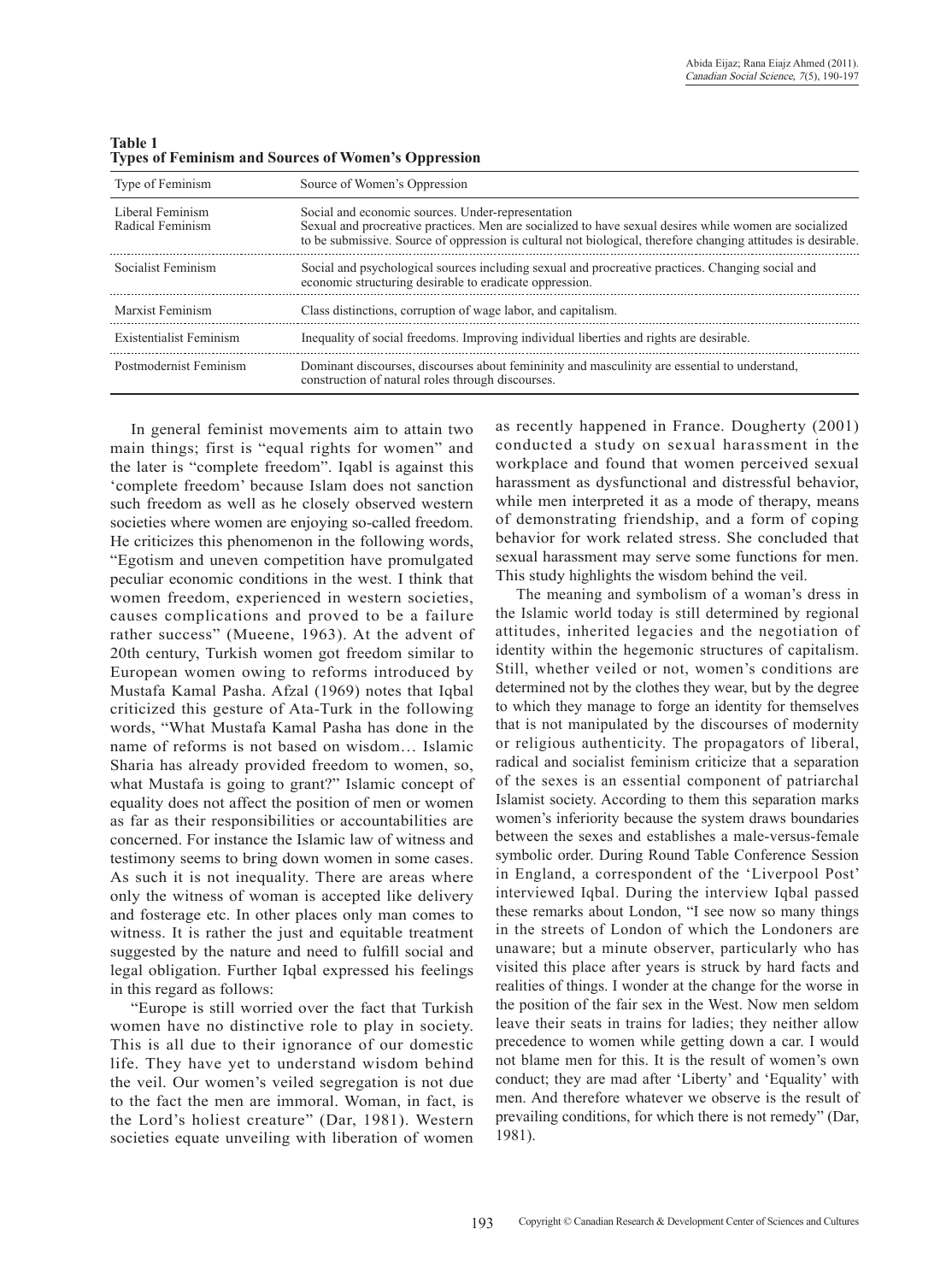**Table 1**
**Types of Feminism and Sources of Women's Oppression**

| Type of Feminism | Source of Women's Oppression |
|---|---|
| Liberal Feminism | Social and economic sources. Under-representation |
| Radical Feminism | Sexual and procreative practices. Men are socialized to have sexual desires while women are socialized to be submissive. Source of oppression is cultural not biological, therefore changing attitudes is desirable. |
| Socialist Feminism | Social and psychological sources including sexual and procreative practices. Changing social and economic structuring desirable to eradicate oppression. |
| Marxist Feminism | Class distinctions, corruption of wage labor, and capitalism. |
| Existentialist Feminism | Inequality of social freedoms. Improving individual liberties and rights are desirable. |
| Postmodernist Feminism | Dominant discourses, discourses about femininity and masculinity are essential to understand, construction of natural roles through discourses. |

In general feminist movements aim to attain two main things; first is "equal rights for women" and the later is "complete freedom". Iqabl is against this 'complete freedom' because Islam does not sanction such freedom as well as he closely observed western societies where women are enjoying so-called freedom. He criticizes this phenomenon in the following words, "Egotism and uneven competition have promulgated peculiar economic conditions in the west. I think that women freedom, experienced in western societies, causes complications and proved to be a failure rather success" (Mueene, 1963). At the advent of 20th century, Turkish women got freedom similar to European women owing to reforms introduced by Mustafa Kamal Pasha. Afzal (1969) notes that Iqbal criticized this gesture of Ata-Turk in the following words, "What Mustafa Kamal Pasha has done in the name of reforms is not based on wisdom… Islamic Sharia has already provided freedom to women, so, what Mustafa is going to grant?" Islamic concept of equality does not affect the position of men or women as far as their responsibilities or accountabilities are concerned. For instance the Islamic law of witness and testimony seems to bring down women in some cases. As such it is not inequality. There are areas where only the witness of woman is accepted like delivery and fosterage etc. In other places only man comes to witness. It is rather the just and equitable treatment suggested by the nature and need to fulfill social and legal obligation. Further Iqbal expressed his feelings in this regard as follows:

"Europe is still worried over the fact that Turkish women have no distinctive role to play in society. This is all due to their ignorance of our domestic life. They have yet to understand wisdom behind the veil. Our women's veiled segregation is not due to the fact the men are immoral. Woman, in fact, is the Lord's holiest creature" (Dar, 1981). Western societies equate unveiling with liberation of women as recently happened in France. Dougherty (2001) conducted a study on sexual harassment in the workplace and found that women perceived sexual harassment as dysfunctional and distressful behavior, while men interpreted it as a mode of therapy, means of demonstrating friendship, and a form of coping behavior for work related stress. She concluded that sexual harassment may serve some functions for men. This study highlights the wisdom behind the veil.

The meaning and symbolism of a woman's dress in the Islamic world today is still determined by regional attitudes, inherited legacies and the negotiation of identity within the hegemonic structures of capitalism. Still, whether veiled or not, women's conditions are determined not by the clothes they wear, but by the degree to which they manage to forge an identity for themselves that is not manipulated by the discourses of modernity or religious authenticity. The propagators of liberal, radical and socialist feminism criticize that a separation of the sexes is an essential component of patriarchal Islamist society. According to them this separation marks women's inferiority because the system draws boundaries between the sexes and establishes a male-versus-female symbolic order. During Round Table Conference Session in England, a correspondent of the 'Liverpool Post' interviewed Iqbal. During the interview Iqbal passed these remarks about London, "I see now so many things in the streets of London of which the Londoners are unaware; but a minute observer, particularly who has visited this place after years is struck by hard facts and realities of things. I wonder at the change for the worse in the position of the fair sex in the West. Now men seldom leave their seats in trains for ladies; they neither allow precedence to women while getting down a car. I would not blame men for this. It is the result of women's own conduct; they are mad after 'Liberty' and 'Equality' with men. And therefore whatever we observe is the result of prevailing conditions, for which there is not remedy" (Dar, 1981).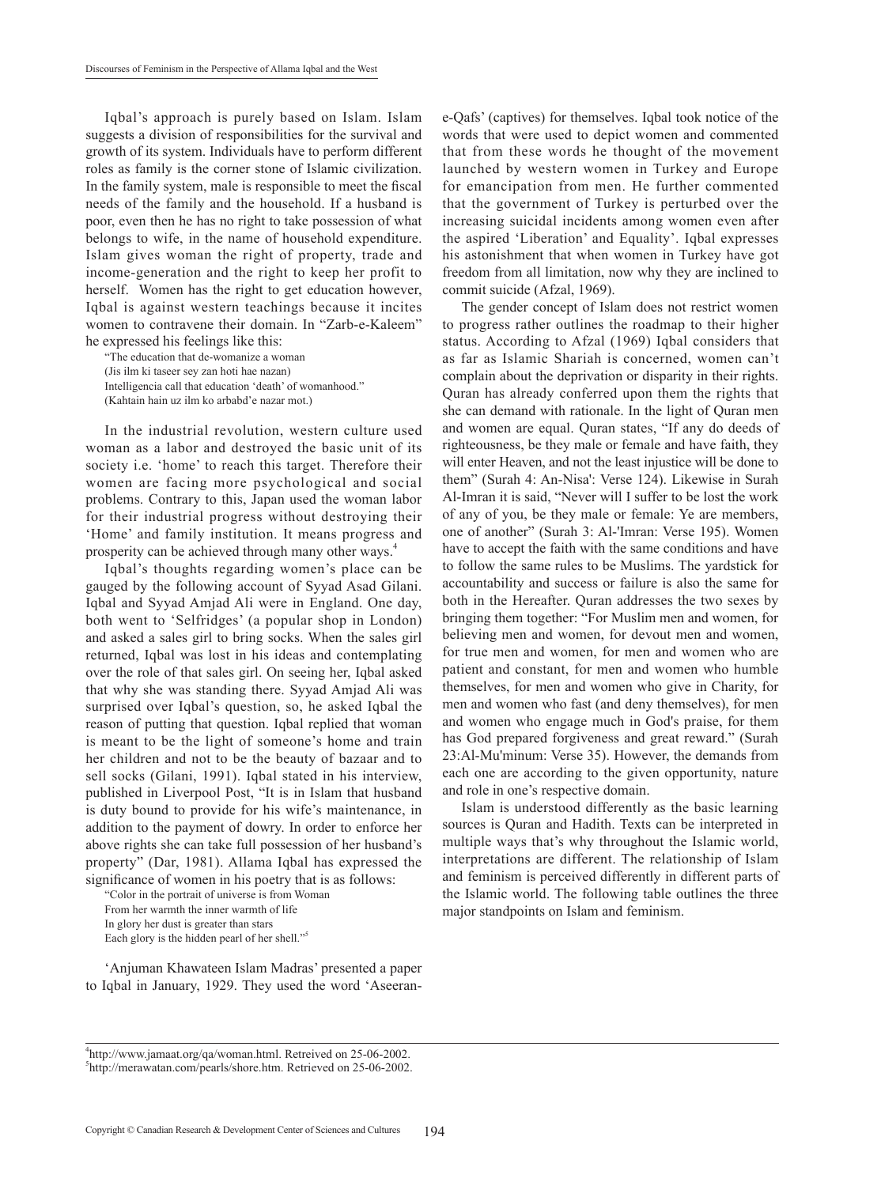Iqbal's approach is purely based on Islam. Islam suggests a division of responsibilities for the survival and growth of its system. Individuals have to perform different roles as family is the corner stone of Islamic civilization. In the family system, male is responsible to meet the fiscal needs of the family and the household. If a husband is poor, even then he has no right to take possession of what belongs to wife, in the name of household expenditure. Islam gives woman the right of property, trade and income-generation and the right to keep her profit to herself. Women has the right to get education however, Iqbal is against western teachings because it incites women to contravene their domain. In "Zarb-e-Kaleem" he expressed his feelings like this:

> "The education that de-womanize a woman
> (Jis ilm ki taseer sey zan hoti hae nazan)
> Intelligencia call that education 'death' of womanhood."
> (Kahtain hain uz ilm ko arbabd'e nazar mot.)

In the industrial revolution, western culture used woman as a labor and destroyed the basic unit of its society i.e. 'home' to reach this target. Therefore their women are facing more psychological and social problems. Contrary to this, Japan used the woman labor for their industrial progress without destroying their 'Home' and family institution. It means progress and prosperity can be achieved through many other ways.[4]

Iqbal's thoughts regarding women's place can be gauged by the following account of Syyad Asad Gilani. Iqbal and Syyad Amjad Ali were in England. One day, both went to 'Selfridges' (a popular shop in London) and asked a sales girl to bring socks. When the sales girl returned, Iqbal was lost in his ideas and contemplating over the role of that sales girl. On seeing her, Iqbal asked that why she was standing there. Syyad Amjad Ali was surprised over Iqbal's question, so, he asked Iqbal the reason of putting that question. Iqbal replied that woman is meant to be the light of someone's home and train her children and not to be the beauty of bazaar and to sell socks (Gilani, 1991). Iqbal stated in his interview, published in Liverpool Post, "It is in Islam that husband is duty bound to provide for his wife's maintenance, in addition to the payment of dowry. In order to enforce her above rights she can take full possession of her husband's property" (Dar, 1981). Allama Iqbal has expressed the significance of women in his poetry that is as follows:

> "Color in the portrait of universe is from Woman
> From her warmth the inner warmth of life
> In glory her dust is greater than stars
> Each glory is the hidden pearl of her shell."[5]

'Anjuman Khawateen Islam Madras' presented a paper to Iqbal in January, 1929. They used the word 'Aseeran-e-Qafs' (captives) for themselves. Iqbal took notice of the words that were used to depict women and commented that from these words he thought of the movement launched by western women in Turkey and Europe for emancipation from men. He further commented that the government of Turkey is perturbed over the increasing suicidal incidents among women even after the aspired 'Liberation' and Equality'. Iqbal expresses his astonishment that when women in Turkey have got freedom from all limitation, now why they are inclined to commit suicide (Afzal, 1969).

The gender concept of Islam does not restrict women to progress rather outlines the roadmap to their higher status. According to Afzal (1969) Iqbal considers that as far as Islamic Shariah is concerned, women can't complain about the deprivation or disparity in their rights. Quran has already conferred upon them the rights that she can demand with rationale. In the light of Quran men and women are equal. Quran states, "If any do deeds of righteousness, be they male or female and have faith, they will enter Heaven, and not the least injustice will be done to them" (Surah 4: An-Nisa': Verse 124). Likewise in Surah Al-Imran it is said, "Never will I suffer to be lost the work of any of you, be they male or female: Ye are members, one of another" (Surah 3: Al-'Imran: Verse 195). Women have to accept the faith with the same conditions and have to follow the same rules to be Muslims. The yardstick for accountability and success or failure is also the same for both in the Hereafter. Quran addresses the two sexes by bringing them together: "For Muslim men and women, for believing men and women, for devout men and women, for true men and women, for men and women who are patient and constant, for men and women who humble themselves, for men and women who give in Charity, for men and women who fast (and deny themselves), for men and women who engage much in God's praise, for them has God prepared forgiveness and great reward." (Surah 23:Al-Mu'minum: Verse 35). However, the demands from each one are according to the given opportunity, nature and role in one's respective domain.

Islam is understood differently as the basic learning sources is Quran and Hadith. Texts can be interpreted in multiple ways that's why throughout the Islamic world, interpretations are different. The relationship of Islam and feminism is perceived differently in different parts of the Islamic world. The following table outlines the three major standpoints on Islam and feminism.

---

[4] http://www.jamaat.org/qa/woman.html. Retreived on 25-06-2002.
[5] http://merawatan.com/pearls/shore.htm. Retreived on 25-06-2002.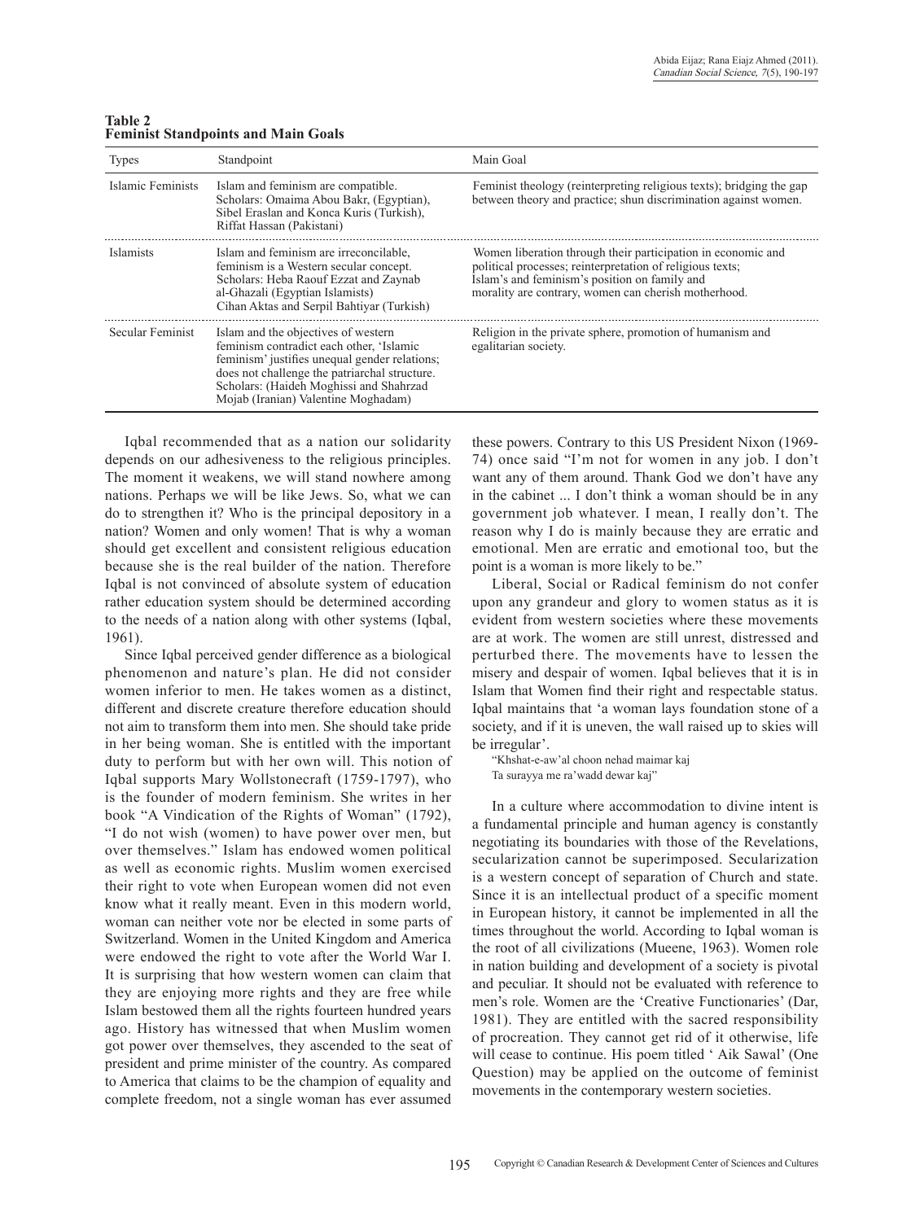**Table 2**
**Feminist Standpoints and Main Goals**

| Types | Standpoint | Main Goal |
|---|---|---|
| Islamic Feminists | Islam and feminism are compatible. Scholars: Omaima Abou Bakr, (Egyptian), Sibel Eraslan and Konca Kuris (Turkish), Riffat Hassan (Pakistani) | Feminist theology (reinterpreting religious texts); bridging the gap between theory and practice; shun discrimination against women. |
| Islamists | Islam and feminism are irreconcilable, feminism is a Western secular concept. Scholars: Heba Raouf Ezzat and Zaynab al-Ghazali (Egyptian Islamists) Cihan Aktas and Serpil Bahtiyar (Turkish) | Women liberation through their participation in economic and political processes; reinterpretation of religious texts; Islam's and feminism's position on family and morality are contrary, women can cherish motherhood. |
| Secular Feminist | Islam and the objectives of western feminism contradict each other, 'Islamic feminism' justifies unequal gender relations; does not challenge the patriarchal structure. Scholars: (Haideh Moghissi and Shahrzad Mojab (Iranian) Valentine Moghadam) | Religion in the private sphere, promotion of humanism and egalitarian society. |

Iqbal recommended that as a nation our solidarity depends on our adhesiveness to the religious principles. The moment it weakens, we will stand nowhere among nations. Perhaps we will be like Jews. So, what we can do to strengthen it? Who is the principal depository in a nation? Women and only women! That is why a woman should get excellent and consistent religious education because she is the real builder of the nation. Therefore Iqbal is not convinced of absolute system of education rather education system should be determined according to the needs of a nation along with other systems (Iqbal, 1961).

Since Iqbal perceived gender difference as a biological phenomenon and nature's plan. He did not consider women inferior to men. He takes women as a distinct, different and discrete creature therefore education should not aim to transform them into men. She should take pride in her being woman. She is entitled with the important duty to perform but with her own will. This notion of Iqbal supports Mary Wollstonecraft (1759-1797), who is the founder of modern feminism. She writes in her book "A Vindication of the Rights of Woman" (1792), "I do not wish (women) to have power over men, but over themselves." Islam has endowed women political as well as economic rights. Muslim women exercised their right to vote when European women did not even know what it really meant. Even in this modern world, woman can neither vote nor be elected in some parts of Switzerland. Women in the United Kingdom and America were endowed the right to vote after the World War I. It is surprising that how western women can claim that they are enjoying more rights and they are free while Islam bestowed them all the rights fourteen hundred years ago. History has witnessed that when Muslim women got power over themselves, they ascended to the seat of president and prime minister of the country. As compared to America that claims to be the champion of equality and complete freedom, not a single woman has ever assumed these powers. Contrary to this US President Nixon (1969-74) once said "I'm not for women in any job. I don't want any of them around. Thank God we don't have any in the cabinet ... I don't think a woman should be in any government job whatever. I mean, I really don't. The reason why I do is mainly because they are erratic and emotional. Men are erratic and emotional too, but the point is a woman is more likely to be."

Liberal, Social or Radical feminism do not confer upon any grandeur and glory to women status as it is evident from western societies where these movements are at work. The women are still unrest, distressed and perturbed there. The movements have to lessen the misery and despair of women. Iqbal believes that it is in Islam that Women find their right and respectable status. Iqbal maintains that 'a woman lays foundation stone of a society, and if it is uneven, the wall raised up to skies will be irregular'.

"Khshat-e-aw'al choon nehad maimar kaj
Ta surayya me ra'wadd dewar kaj"

In a culture where accommodation to divine intent is a fundamental principle and human agency is constantly negotiating its boundaries with those of the Revelations, secularization cannot be superimposed. Secularization is a western concept of separation of Church and state. Since it is an intellectual product of a specific moment in European history, it cannot be implemented in all the times throughout the world. According to Iqbal woman is the root of all civilizations (Mueene, 1963). Women role in nation building and development of a society is pivotal and peculiar. It should not be evaluated with reference to men's role. Women are the 'Creative Functionaries' (Dar, 1981). They are entitled with the sacred responsibility of procreation. They cannot get rid of it otherwise, life will cease to continue. His poem titled ' Aik Sawal' (One Question) may be applied on the outcome of feminist movements in the contemporary western societies.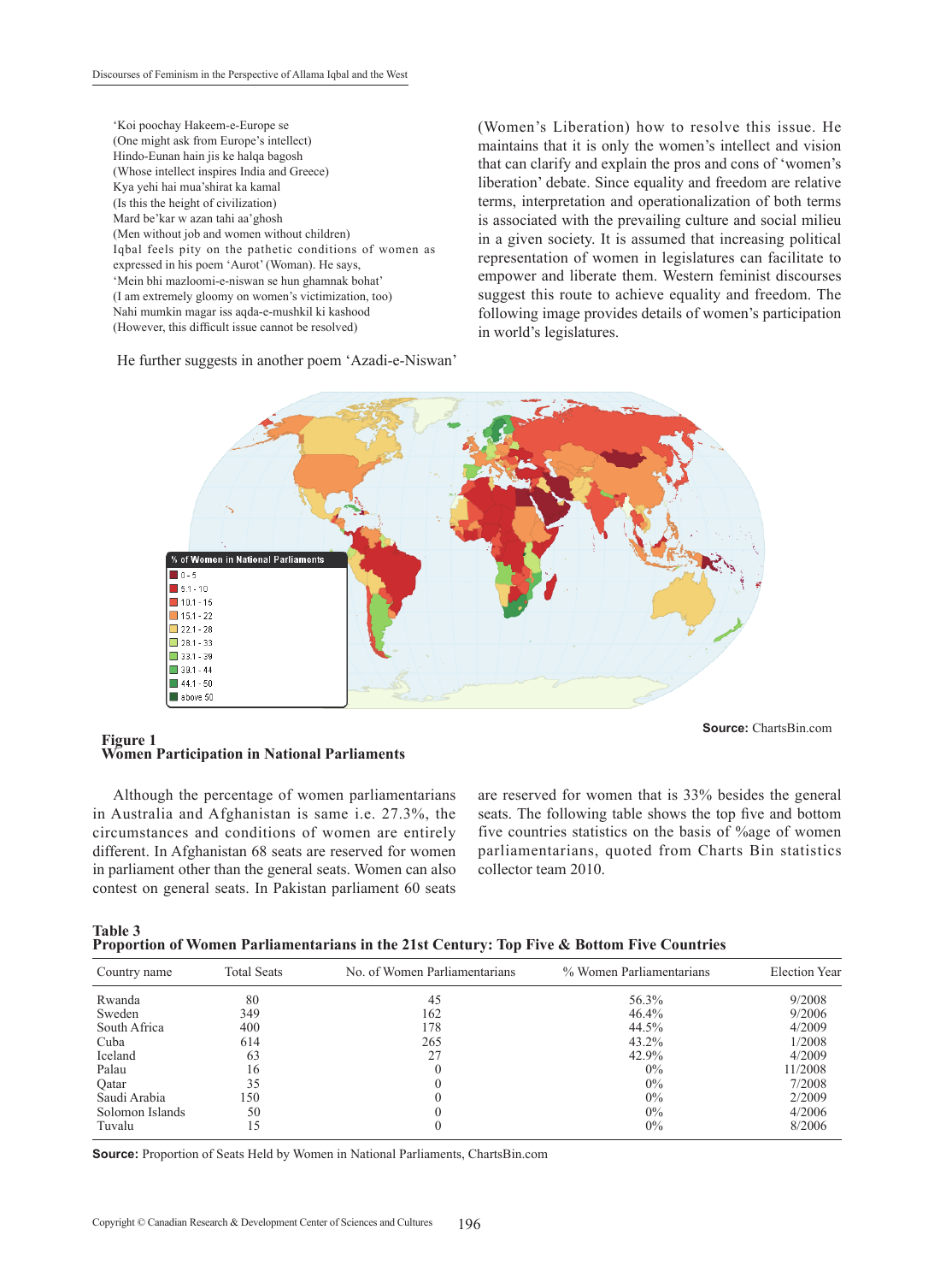'Koi poochay Hakeem-e-Europe se
(One might ask from Europe's intellect)
Hindo-Eunan hain jis ke halqa bagosh
(Whose intellect inspires India and Greece)
Kya yehi hai mua'shirat ka kamal
(Is this the height of civilization)
Mard be'kar w azan tahi aa'ghosh
(Men without job and women without children)

Iqbal feels pity on the pathetic conditions of women as expressed in his poem 'Aurot' (Woman). He says,

'Mein bhi mazloomi-e-niswan se hun ghamnak bohat'
(I am extremely gloomy on women's victimization, too)
Nahi mumkin magar iss aqda-e-mushkil ki kashood
(However, this difficult issue cannot be resolved)

He further suggests in another poem 'Azadi-e-Niswan' (Women's Liberation) how to resolve this issue. He maintains that it is only the women's intellect and vision that can clarify and explain the pros and cons of 'women's liberation' debate. Since equality and freedom are relative terms, interpretation and operationalization of both terms is associated with the prevailing culture and social milieu in a given society. It is assumed that increasing political representation of women in legislatures can facilitate to empower and liberate them. Western feminist discourses suggest this route to achieve equality and freedom. The following image provides details of women's participation in world's legislatures.

**Source:** ChartsBin.com

**Figure 1**
**Women Participation in National Parliaments**

Although the percentage of women parliamentarians in Australia and Afghanistan is same i.e. 27.3%, the circumstances and conditions of women are entirely different. In Afghanistan 68 seats are reserved for women in parliament other than the general seats. Women can also contest on general seats. In Pakistan parliament 60 seats are reserved for women that is 33% besides the general seats. The following table shows the top five and bottom five countries statistics on the basis of %age of women parliamentarians, quoted from Charts Bin statistics collector team 2010.

**Table 3**
**Proportion of Women Parliamentarians in the 21st Century: Top Five & Bottom Five Countries**

| Country name | Total Seats | No. of Women Parliamentarians | % Women Parliamentarians | Election Year |
|---|---|---|---|---|
| Rwanda | 80 | 45 | 56.3% | 9/2008 |
| Sweden | 349 | 162 | 46.4% | 9/2006 |
| South Africa | 400 | 178 | 44.5% | 4/2009 |
| Cuba | 614 | 265 | 43.2% | 1/2008 |
| Iceland | 63 | 27 | 42.9% | 4/2009 |
| Palau | 16 | 0 | 0% | 11/2008 |
| Qatar | 35 | 0 | 0% | 7/2008 |
| Saudi Arabia | 150 | 0 | 0% | 2/2009 |
| Solomon Islands | 50 | 0 | 0% | 4/2006 |
| Tuvalu | 15 | 0 | 0% | 8/2006 |

**Source:** Proportion of Seats Held by Women in National Parliaments, ChartsBin.com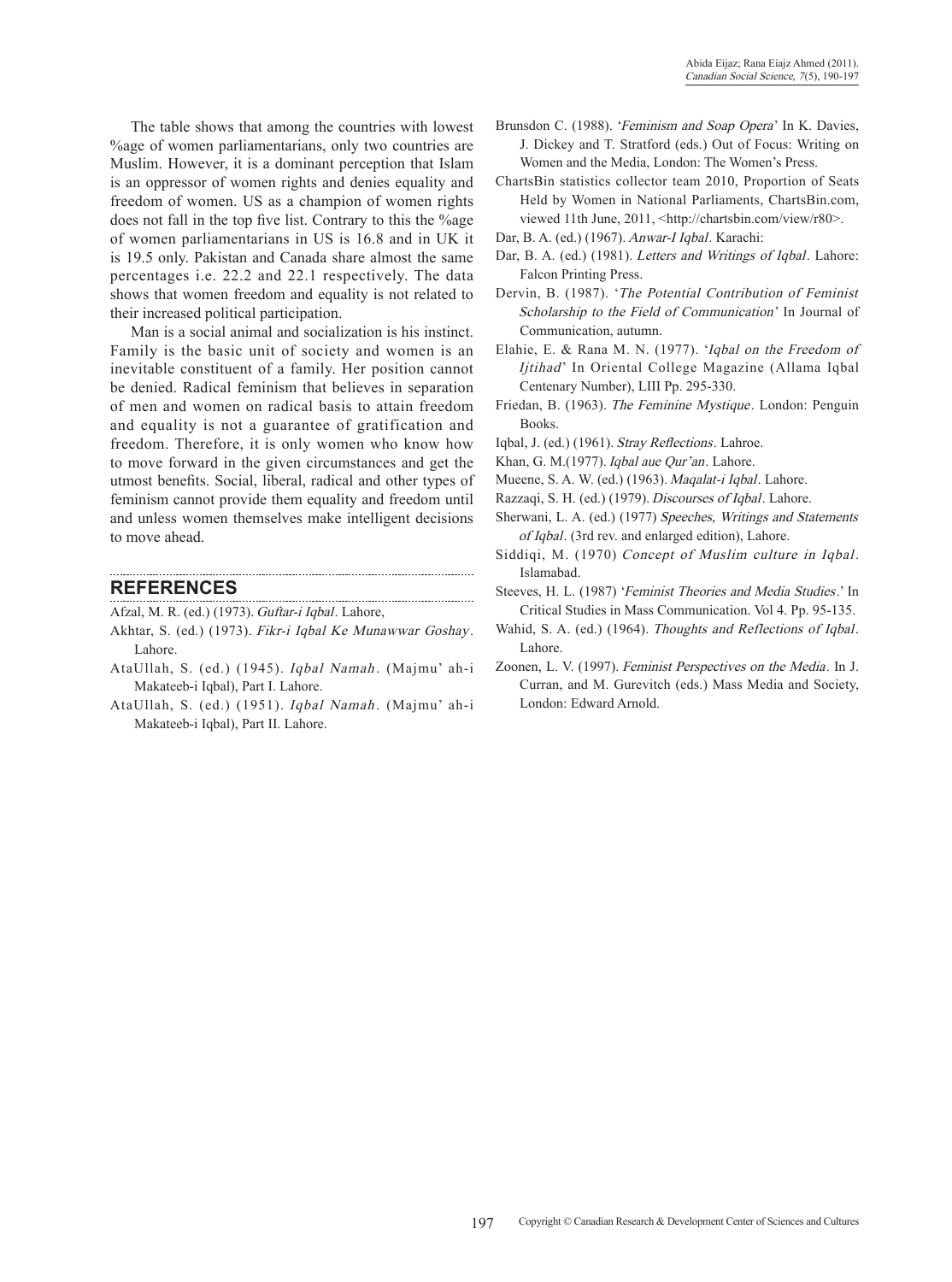The table shows that among the countries with lowest %age of women parliamentarians, only two countries are Muslim. However, it is a dominant perception that Islam is an oppressor of women rights and denies equality and freedom of women. US as a champion of women rights does not fall in the top five list. Contrary to this the %age of women parliamentarians in US is 16.8 and in UK it is 19.5 only. Pakistan and Canada share almost the same percentages i.e. 22.2 and 22.1 respectively. The data shows that women freedom and equality is not related to their increased political participation.

Man is a social animal and socialization is his instinct. Family is the basic unit of society and women is an inevitable constituent of a family. Her position cannot be denied. Radical feminism that believes in separation of men and women on radical basis to attain freedom and equality is not a guarantee of gratification and freedom. Therefore, it is only women who know how to move forward in the given circumstances and get the utmost benefits. Social, liberal, radical and other types of feminism cannot provide them equality and freedom until and unless women themselves make intelligent decisions to move ahead.

## REFERENCES

Afzal, M. R. (ed.) (1973). *Guftar-i Iqbal*. Lahore,

Akhtar, S. (ed.) (1973). *Fikr-i Iqbal Ke Munawwar Goshay*. Lahore.

AtaUllah, S. (ed.) (1945). *Iqbal Namah*. (Majmu' ah-i Makateeb-i Iqbal), Part I. Lahore.

AtaUllah, S. (ed.) (1951). *Iqbal Namah*. (Majmu' ah-i Makateeb-i Iqbal), Part II. Lahore.

Brunsdon C. (1988). '*Feminism and Soap Opera*' In K. Davies, J. Dickey and T. Stratford (eds.) Out of Focus: Writing on Women and the Media, London: The Women's Press.

ChartsBin statistics collector team 2010, Proportion of Seats Held by Women in National Parliaments, ChartsBin.com, viewed 11th June, 2011, <http://chartsbin.com/view/r80>.

Dar, B. A. (ed.) (1967). *Anwar-I Iqbal*. Karachi:

Dar, B. A. (ed.) (1981). *Letters and Writings of Iqbal*. Lahore: Falcon Printing Press.

Dervin, B. (1987). '*The Potential Contribution of Feminist Scholarship to the Field of Communication*' In Journal of Communication, autumn.

Elahie, E. & Rana M. N. (1977). '*Iqbal on the Freedom of Ijtihad*' In Oriental College Magazine (Allama Iqbal Centenary Number), LIII Pp. 295-330.

Friedan, B. (1963). *The Feminine Mystique*. London: Penguin Books.

Iqbal, J. (ed.) (1961). *Stray Reflections*. Lahroe.

Khan, G. M.(1977). *Iqbal aue Qur'an*. Lahore.

Mueene, S. A. W. (ed.) (1963). *Maqalat-i Iqbal*. Lahore.

Razzaqi, S. H. (ed.) (1979). *Discourses of Iqbal*. Lahore.

Sherwani, L. A. (ed.) (1977) *Speeches, Writings and Statements of Iqbal*. (3rd rev. and enlarged edition), Lahore.

Siddiqi, M. (1970) *Concept of Muslim culture in Iqbal*. Islamabad.

Steeves, H. L. (1987) '*Feminist Theories and Media Studies*.' In Critical Studies in Mass Communication. Vol 4. Pp. 95-135.

Wahid, S. A. (ed.) (1964). *Thoughts and Reflections of Iqbal*. Lahore.

Zoonen, L. V. (1997). *Feminist Perspectives on the Media*. In J. Curran, and M. Gurevitch (eds.) Mass Media and Society, London: Edward Arnold.